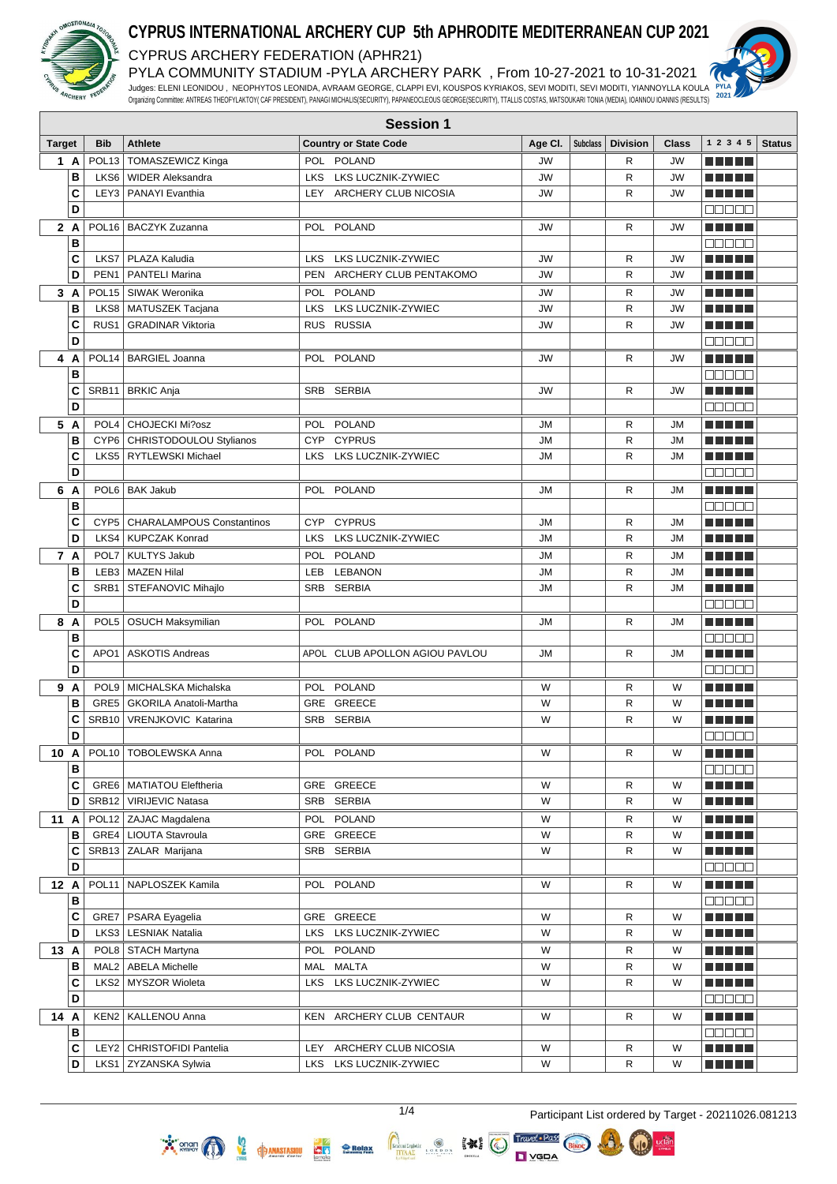# CYPRUS INTERNATIONAL ARCHERY CUP 5th APHRODITE MEDITERRANEAN CUP 2021

CYPRUS ARCHERY FEDERATION (APHR21)

PYLA COMMUNITY STADIUM -PYLA ARCHERY PARK , From 10-27-2021 to 10-31-2021

Judges: ELENI LEONIDOU , NEOPHYTOS LEONIDA, AVRAAM GEORGE, CLAPPI EVI, KOUSPOS KYRIAKOS, SEVI MODITI, SEVI MODITI, YIANNOYLLA KOULA

Organizing Committee: ANTREAS THEOFYLAKTOY( CAF PRESIDENT), PANAGI MICHALIS(SECURITY), PAPANEOCLEOUS GEORGE(SECURITY), TTALLIS COSTAS, MATSOUKARI TONIA (MEDIA), IOANNOU IOANNIS (RESULTS)

## Session 1

| Target | | Bib | Athlete | Country or State Code | Age Cl. | Subclass | Division | Class | 1 2 3 4 5 | Status |
|---|---|---|---|---|---|---|---|---|---|---|
| 1 | A | POL13 | TOMASZEWICZ Kinga | POL POLAND | JW | | R | JW | | |
| | B | LKS6 | WIDER Aleksandra | LKS LKS LUCZNIK-ZYWIEC | JW | | R | JW | | |
| | C | LEY3 | PANAYI Evanthia | LEY ARCHERY CLUB NICOSIA | JW | | R | JW | | |
| | D | | | | | | | | | |
| 2 | A | POL16 | BACZYK Zuzanna | POL POLAND | JW | | R | JW | | |
| | B | | | | | | | | | |
| | C | LKS7 | PLAZA Kaludia | LKS LKS LUCZNIK-ZYWIEC | JW | | R | JW | | |
| | D | PEN1 | PANTELI Marina | PEN ARCHERY CLUB PENTAKOMO | JW | | R | JW | | |
| 3 | A | POL15 | SIWAK Weronika | POL POLAND | JW | | R | JW | | |
| | B | LKS8 | MATUSZEK Tacjana | LKS LKS LUCZNIK-ZYWIEC | JW | | R | JW | | |
| | C | RUS1 | GRADINAR Viktoria | RUS RUSSIA | JW | | R | JW | | |
| | D | | | | | | | | | |
| 4 | A | POL14 | BARGIEL Joanna | POL POLAND | JW | | R | JW | | |
| | B | | | | | | | | | |
| | C | SRB11 | BRKIC Anja | SRB SERBIA | JW | | R | JW | | |
| | D | | | | | | | | | |
| 5 | A | POL4 | CHOJECKI Mi?osz | POL POLAND | JM | | R | JM | | |
| | B | CYP6 | CHRISTODOULOU Stylianos | CYP CYPRUS | JM | | R | JM | | |
| | C | LKS5 | RYTLEWSKI Michael | LKS LKS LUCZNIK-ZYWIEC | JM | | R | JM | | |
| | D | | | | | | | | | |
| 6 | A | POL6 | BAK Jakub | POL POLAND | JM | | R | JM | | |
| | B | | | | | | | | | |
| | C | CYP5 | CHARALAMPOUS Constantinos | CYP CYPRUS | JM | | R | JM | | |
| | D | LKS4 | KUPCZAK Konrad | LKS LKS LUCZNIK-ZYWIEC | JM | | R | JM | | |
| 7 | A | POL7 | KULTYS Jakub | POL POLAND | JM | | R | JM | | |
| | B | LEB3 | MAZEN Hilal | LEB LEBANON | JM | | R | JM | | |
| | C | SRB1 | STEFANOVIC Mihajlo | SRB SERBIA | JM | | R | JM | | |
| | D | | | | | | | | | |
| 8 | A | POL5 | OSUCH Maksymilian | POL POLAND | JM | | R | JM | | |
| | B | | | | | | | | | |
| | C | APO1 | ASKOTIS Andreas | APOL CLUB APOLLON AGIOU PAVLOU | JM | | R | JM | | |
| | D | | | | | | | | | |
| 9 | A | POL9 | MICHALSKA Michalska | POL POLAND | W | | R | W | | |
| | B | GRE5 | GKORILA Anatoli-Martha | GRE GREECE | W | | R | W | | |
| | C | SRB10 | VRENJKOVIC Katarina | SRB SERBIA | W | | R | W | | |
| | D | | | | | | | | | |
| 10 | A | POL10 | TOBOLEWSKA Anna | POL POLAND | W | | R | W | | |
| | B | | | | | | | | | |
| | C | GRE6 | MATIATOU Eleftheria | GRE GREECE | W | | R | W | | |
| | D | SRB12 | VIRIJEVIC Natasa | SRB SERBIA | W | | R | W | | |
| 11 | A | POL12 | ZAJAC Magdalena | POL POLAND | W | | R | W | | |
| | B | GRE4 | LIOUTA Stavroula | GRE GREECE | W | | R | W | | |
| | C | SRB13 | ZALAR Marijana | SRB SERBIA | W | | R | W | | |
| | D | | | | | | | | | |
| 12 | A | POL11 | NAPLOSZEK Kamila | POL POLAND | W | | R | W | | |
| | B | | | | | | | | | |
| | C | GRE7 | PSARA Eyagelia | GRE GREECE | W | | R | W | | |
| | D | LKS3 | LESNIAK Natalia | LKS LKS LUCZNIK-ZYWIEC | W | | R | W | | |
| 13 | A | POL8 | STACH Martyna | POL POLAND | W | | R | W | | |
| | B | MAL2 | ABELA Michelle | MAL MALTA | W | | R | W | | |
| | C | LKS2 | MYSZOR Wioleta | LKS LKS LUCZNIK-ZYWIEC | W | | R | W | | |
| | D | | | | | | | | | |
| 14 | A | KEN2 | KALLENOU Anna | KEN ARCHERY CLUB CENTAUR | W | | R | W | | |
| | B | | | | | | | | | |
| | C | LEY2 | CHRISTOFIDI Pantelia | LEY ARCHERY CLUB NICOSIA | W | | R | W | | |
| | D | LKS1 | ZYZANSKA Sylwia | LKS LKS LUCZNIK-ZYWIEC | W | | R | W | | |

Participant List ordered by Target - 20211026.081213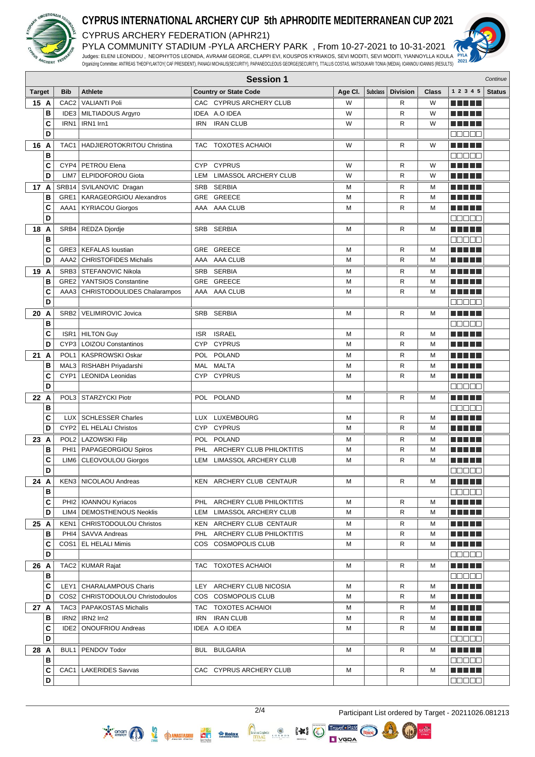# CYPRUS INTERNATIONAL ARCHERY CUP 5th APHRODITE MEDITERRANEAN CUP 2021

CYPRUS ARCHERY FEDERATION (APHR21)

PYLA COMMUNITY STADIUM -PYLA ARCHERY PARK , From 10-27-2021 to 10-31-2021

Judges: ELENI LEONIDOU , NEOPHYTOS LEONIDA, AVRAAM GEORGE, CLAPPI EVI, KOUSPOS KYRIAKOS, SEVI MODITI, SEVI MODITI, YIANNOYLLA KOULA

Organizing Committee: ANTREAS THEOFYLAKTOY( CAF PRESIDENT), PANAGI MICHALIS(SECURITY), PAPANEOCLEOUS GEORGE(SECURITY), TTALLIS COSTAS, MATSOUKARI TONIA (MEDIA), IOANNOU IOANNIS (RESULTS)

## Session 1

*Continue*

| Target | | Bib | Athlete | Country or State Code | | Age Cl. | Subclass | Division | Class | 1 2 3 4 5 | Status |
|---|---|---|---|---|---|---|---|---|---|---|---|
| 15 | A | CAC2 | VALIANTI Poli | CAC | CYPRUS ARCHERY CLUB | W | | R | W | | |
| | B | IDE3 | MILTIADOUS Argyro | IDEA | A.O IDEA | W | | R | W | | |
| | C | IRN1 | IRN1 Irn1 | IRN | IRAN CLUB | W | | R | W | | |
| | D | | | | | | | | | | |
| 16 | A | TAC1 | HADJIEROTOKRITOU Christina | TAC | TOXOTES ACHAIOI | W | | R | W | | |
| | B | | | | | | | | | | |
| | C | CYP4 | PETROU Elena | CYP | CYPRUS | W | | R | W | | |
| | D | LIM7 | ELPIDOFOROU Giota | LEM | LIMASSOL ARCHERY CLUB | W | | R | W | | |
| 17 | A | SRB14 | SVILANOVIC Dragan | SRB | SERBIA | M | | R | M | | |
| | B | GRE1 | KARAGEORGIOU Alexandros | GRE | GREECE | M | | R | M | | |
| | C | AAA1 | KYRIACOU Giorgos | AAA | AAA CLUB | M | | R | M | | |
| | D | | | | | | | | | | |
| 18 | A | SRB4 | REDZA Djordje | SRB | SERBIA | M | | R | M | | |
| | B | | | | | | | | | | |
| | C | GRE3 | KEFALAS Ioustian | GRE | GREECE | M | | R | M | | |
| | D | AAA2 | CHRISTOFIDES Michalis | AAA | AAA CLUB | M | | R | M | | |
| 19 | A | SRB3 | STEFANOVIC Nikola | SRB | SERBIA | M | | R | M | | |
| | B | GRE2 | YANTSIOS Constantine | GRE | GREECE | M | | R | M | | |
| | C | AAA3 | CHRISTODOULIDES Chalarampos | AAA | AAA CLUB | M | | R | M | | |
| | D | | | | | | | | | | |
| 20 | A | SRB2 | VELIMIROVIC Jovica | SRB | SERBIA | M | | R | M | | |
| | B | | | | | | | | | | |
| | C | ISR1 | HILTON Guy | ISR | ISRAEL | M | | R | M | | |
| | D | CYP3 | LOIZOU Constantinos | CYP | CYPRUS | M | | R | M | | |
| 21 | A | POL1 | KASPROWSKI Oskar | POL | POLAND | M | | R | M | | |
| | B | MAL3 | RISHABH Priyadarshi | MAL | MALTA | M | | R | M | | |
| | C | CYP1 | LEONIDA Leonidas | CYP | CYPRUS | M | | R | M | | |
| | D | | | | | | | | | | |
| 22 | A | POL3 | STARZYCKI Piotr | POL | POLAND | M | | R | M | | |
| | B | | | | | | | | | | |
| | C | LUX | SCHLESSER Charles | LUX | LUXEMBOURG | M | | R | M | | |
| | D | CYP2 | EL HELALI Christos | CYP | CYPRUS | M | | R | M | | |
| 23 | A | POL2 | LAZOWSKI Filip | POL | POLAND | M | | R | M | | |
| | B | PHI1 | PAPAGEORGIOU Spiros | PHL | ARCHERY CLUB PHILOKTITIS | M | | R | M | | |
| | C | LIM6 | CLEOVOULOU Giorgos | LEM | LIMASSOL ARCHERY CLUB | M | | R | M | | |
| | D | | | | | | | | | | |
| 24 | A | KEN3 | NICOLAOU Andreas | KEN | ARCHERY CLUB CENTAUR | M | | R | M | | |
| | B | | | | | | | | | | |
| | C | PHI2 | IOANNOU Kyriacos | PHL | ARCHERY CLUB PHILOKTITIS | M | | R | M | | |
| | D | LIM4 | DEMOSTHENOUS Neoklis | LEM | LIMASSOL ARCHERY CLUB | M | | R | M | | |
| 25 | A | KEN1 | CHRISTODOULOU Christos | KEN | ARCHERY CLUB CENTAUR | M | | R | M | | |
| | B | PHI4 | SAVVA Andreas | PHL | ARCHERY CLUB PHILOKTITIS | M | | R | M | | |
| | C | COS1 | EL HELALI Mimis | COS | COSMOPOLIS CLUB | M | | R | M | | |
| | D | | | | | | | | | | |
| 26 | A | TAC2 | KUMAR Rajat | TAC | TOXOTES ACHAIOI | M | | R | M | | |
| | B | | | | | | | | | | |
| | C | LEY1 | CHARALAMPOUS Charis | LEY | ARCHERY CLUB NICOSIA | M | | R | M | | |
| | D | COS2 | CHRISTODOULOU Christodoulos | COS | COSMOPOLIS CLUB | M | | R | M | | |
| 27 | A | TAC3 | PAPAKOSTAS Michalis | TAC | TOXOTES ACHAIOI | M | | R | M | | |
| | B | IRN2 | IRN2 Irn2 | IRN | IRAN CLUB | M | | R | M | | |
| | C | IDE2 | ONOUFRIOU Andreas | IDEA | A.O IDEA | M | | R | M | | |
| | D | | | | | | | | | | |
| 28 | A | BUL1 | PENDOV Todor | BUL | BULGARIA | M | | R | M | | |
| | B | | | | | | | | | | |
| | C | CAC1 | LAKERIDES Savvas | CAC | CYPRUS ARCHERY CLUB | M | | R | M | | |
| | D | | | | | | | | | | |

Participant List ordered by Target - 20211026.081213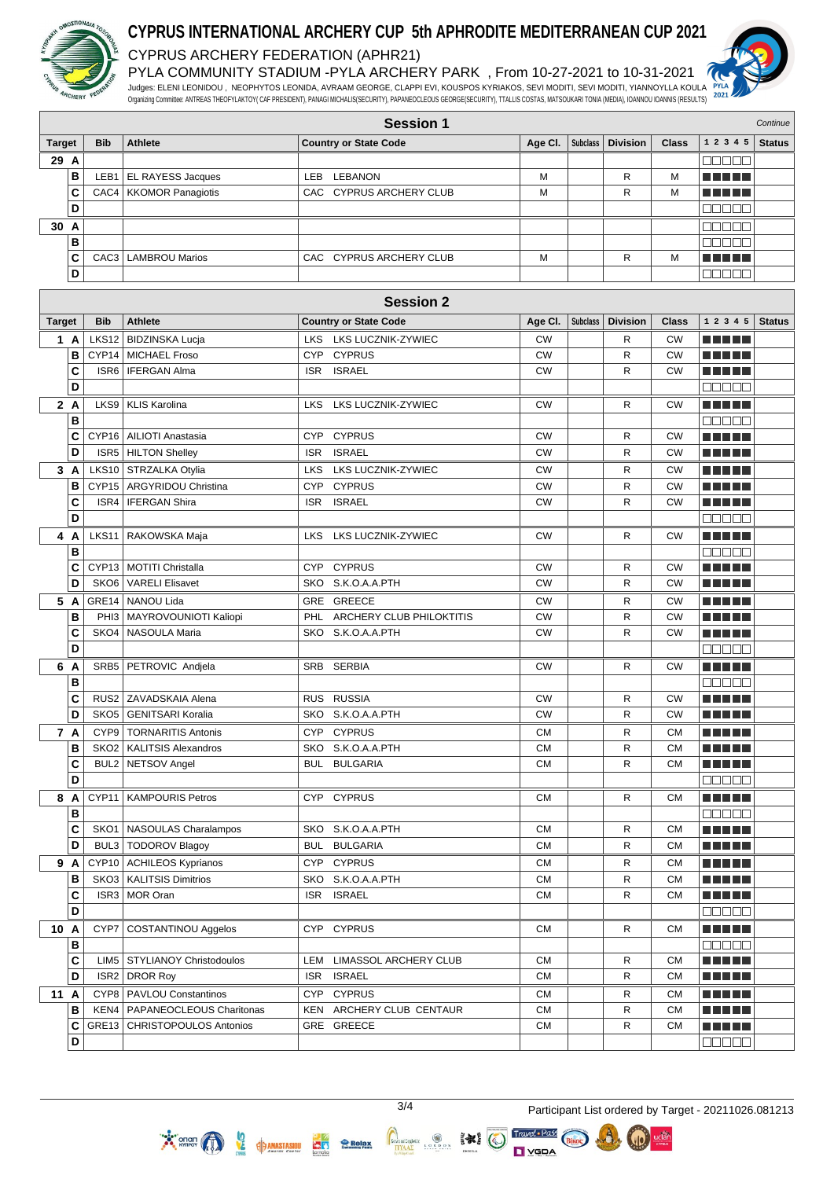# CYPRUS INTERNATIONAL ARCHERY CUP 5th APHRODITE MEDITERRANEAN CUP 2021

CYPRUS ARCHERY FEDERATION (APHR21)

PYLA COMMUNITY STADIUM -PYLA ARCHERY PARK , From 10-27-2021 to 10-31-2021

Judges: ELENI LEONIDOU , NEOPHYTOS LEONIDA, AVRAAM GEORGE, CLAPPI EVI, KOUSPOS KYRIAKOS, SEVI MODITI, SEVI MODITI, YIANNOYLLA KOULA

Organizing Committee: ANTREAS THEOFYLAKTOY( CAF PRESIDENT), PANAGI MICHALIS(SECURITY), PAPANEOCLEOUS GEORGE(SECURITY), TTALLIS COSTAS, MATSOUKARI TONIA (MEDIA), IOANNOU IOANNIS (RESULTS)

## Session 1

*Continue*

| Target | | Bib | Athlete | Country or State Code | Age Cl. | Subclass | Division | Class | 1 2 3 4 5 | Status |
|---|---|---|---|---|---|---|---|---|---|---|
| 29 | A | | | | | | | | | |
| | B | LEB1 | EL RAYESS Jacques | LEB LEBANON | M | | R | M | | |
| | C | CAC4 | KKOMOR Panagiotis | CAC CYPRUS ARCHERY CLUB | M | | R | M | | |
| | D | | | | | | | | | |
| 30 | A | | | | | | | | | |
| | B | | | | | | | | | |
| | C | CAC3 | LAMBROU Marios | CAC CYPRUS ARCHERY CLUB | M | | R | M | | |
| | D | | | | | | | | | |

## Session 2

| Target | | Bib | Athlete | Country or State Code | Age Cl. | Subclass | Division | Class | 1 2 3 4 5 | Status |
|---|---|---|---|---|---|---|---|---|---|---|
| 1 | A | LKS12 | BIDZINSKA Lucja | LKS LKS LUCZNIK-ZYWIEC | CW | | R | CW | | |
| | B | CYP14 | MICHAEL Froso | CYP CYPRUS | CW | | R | CW | | |
| | C | ISR6 | IFERGAN Alma | ISR ISRAEL | CW | | R | CW | | |
| | D | | | | | | | | | |
| 2 | A | LKS9 | KLIS Karolina | LKS LKS LUCZNIK-ZYWIEC | CW | | R | CW | | |
| | B | | | | | | | | | |
| | C | CYP16 | AILIOTI Anastasia | CYP CYPRUS | CW | | R | CW | | |
| | D | ISR5 | HILTON Shelley | ISR ISRAEL | CW | | R | CW | | |
| 3 | A | LKS10 | STRZALKA Otylia | LKS LKS LUCZNIK-ZYWIEC | CW | | R | CW | | |
| | B | CYP15 | ARGYRIDOU Christina | CYP CYPRUS | CW | | R | CW | | |
| | C | ISR4 | IFERGAN Shira | ISR ISRAEL | CW | | R | CW | | |
| | D | | | | | | | | | |
| 4 | A | LKS11 | RAKOWSKA Maja | LKS LKS LUCZNIK-ZYWIEC | CW | | R | CW | | |
| | B | | | | | | | | | |
| | C | CYP13 | MOTITI Christalla | CYP CYPRUS | CW | | R | CW | | |
| | D | SKO6 | VARELI Elisavet | SKO S.K.O.A.A.PTH | CW | | R | CW | | |
| 5 | A | GRE14 | NANOU Lida | GRE GREECE | CW | | R | CW | | |
| | B | PHI3 | MAYROVOUNIOTI Kaliopi | PHL ARCHERY CLUB PHILOKTITIS | CW | | R | CW | | |
| | C | SKO4 | NASOULA Maria | SKO S.K.O.A.A.PTH | CW | | R | CW | | |
| | D | | | | | | | | | |
| 6 | A | SRB5 | PETROVIC Andjela | SRB SERBIA | CW | | R | CW | | |
| | B | | | | | | | | | |
| | C | RUS2 | ZAVADSKAIA Alena | RUS RUSSIA | CW | | R | CW | | |
| | D | SKO5 | GENITSARI Koralia | SKO S.K.O.A.A.PTH | CW | | R | CW | | |
| 7 | A | CYP9 | TORNARITIS Antonis | CYP CYPRUS | CM | | R | CM | | |
| | B | SKO2 | KALITSIS Alexandros | SKO S.K.O.A.A.PTH | CM | | R | CM | | |
| | C | BUL2 | NETSOV Angel | BUL BULGARIA | CM | | R | CM | | |
| | D | | | | | | | | | |
| 8 | A | CYP11 | KAMPOURIS Petros | CYP CYPRUS | CM | | R | CM | | |
| | B | | | | | | | | | |
| | C | SKO1 | NASOULAS Charalampos | SKO S.K.O.A.A.PTH | CM | | R | CM | | |
| | D | BUL3 | TODOROV Blagoy | BUL BULGARIA | CM | | R | CM | | |
| 9 | A | CYP10 | ACHILEOS Kyprianos | CYP CYPRUS | CM | | R | CM | | |
| | B | SKO3 | KALITSIS Dimitrios | SKO S.K.O.A.A.PTH | CM | | R | CM | | |
| | C | ISR3 | MOR Oran | ISR ISRAEL | CM | | R | CM | | |
| | D | | | | | | | | | |
| 10 | A | CYP7 | COSTANTINOU Aggelos | CYP CYPRUS | CM | | R | CM | | |
| | B | | | | | | | | | |
| | C | LIM5 | STYLIANOY Christodoulos | LEM LIMASSOL ARCHERY CLUB | CM | | R | CM | | |
| | D | ISR2 | DROR Roy | ISR ISRAEL | CM | | R | CM | | |
| 11 | A | CYP8 | PAVLOU Constantinos | CYP CYPRUS | CM | | R | CM | | |
| | B | KEN4 | PAPANEOCLEOUS Charitonas | KEN ARCHERY CLUB CENTAUR | CM | | R | CM | | |
| | C | GRE13 | CHRISTOPOULOS Antonios | GRE GREECE | CM | | R | CM | | |
| | D | | | | | | | | | |

Participant List ordered by Target - 20211026.081213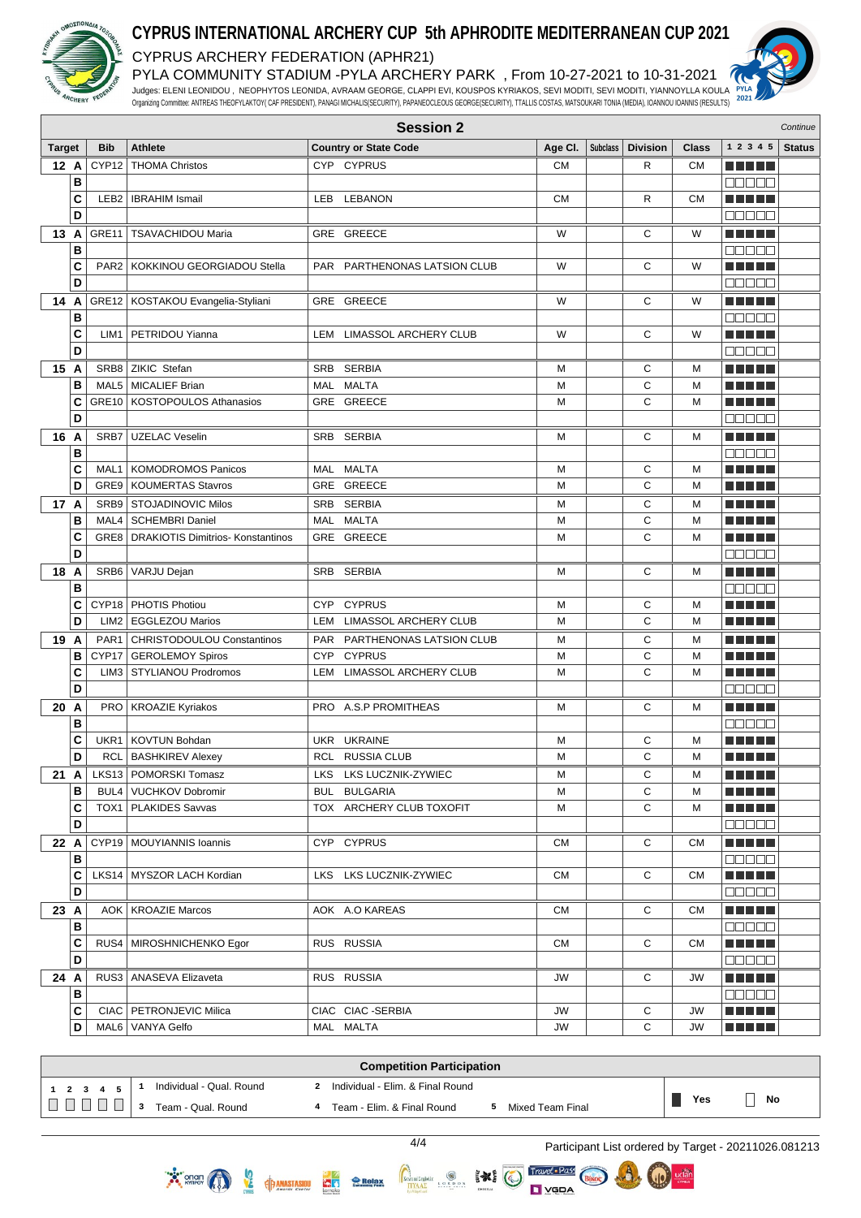# CYPRUS INTERNATIONAL ARCHERY CUP 5th APHRODITE MEDITERRANEAN CUP 2021

CYPRUS ARCHERY FEDERATION (APHR21)

PYLA COMMUNITY STADIUM -PYLA ARCHERY PARK , From 10-27-2021 to 10-31-2021

Judges: ELENI LEONIDOU , NEOPHYTOS LEONIDA, AVRAAM GEORGE, CLAPPI EVI, KOUSPOS KYRIAKOS, SEVI MODITI, SEVI MODITI, YIANNOYLLA KOULA

Organizing Committee: ANTREAS THEOFYLAKTOY( CAF PRESIDENT), PANAGI MICHALIS(SECURITY), PAPANEOCLEOUS GEORGE(SECURITY), TTALLIS COSTAS, MATSOUKARI TONIA (MEDIA), IOANNOU IOANNIS (RESULTS)

## Session 2

*Continue*

| Target | | Bib | Athlete | Country or State Code | Age Cl. | Subclass | Division | Class | 1 2 3 4 5 | Status |
|---|---|---|---|---|---|---|---|---|---|---|
| 12 | A | CYP12 | THOMA Christos | CYP CYPRUS | CM | | R | CM | ■■■■■ | |
| | B | | | | | | | | □□□□□ | |
| | C | LEB2 | IBRAHIM Ismail | LEB LEBANON | CM | | R | CM | ■■■■■ | |
| | D | | | | | | | | □□□□□ | |
| 13 | A | GRE11 | TSAVACHIDOU Maria | GRE GREECE | W | | C | W | ■■■■■ | |
| | B | | | | | | | | □□□□□ | |
| | C | PAR2 | KOKKINOU GEORGIADOU Stella | PAR PARTHENONAS LATSION CLUB | W | | C | W | ■■■■■ | |
| | D | | | | | | | | □□□□□ | |
| 14 | A | GRE12 | KOSTAKOU Evangelia-Styliani | GRE GREECE | W | | C | W | ■■■■■ | |
| | B | | | | | | | | □□□□□ | |
| | C | LIM1 | PETRIDOU Yianna | LEM LIMASSOL ARCHERY CLUB | W | | C | W | ■■■■■ | |
| | D | | | | | | | | □□□□□ | |
| 15 | A | SRB8 | ZIKIC Stefan | SRB SERBIA | M | | C | M | ■■■■■ | |
| | B | MAL5 | MICALIEF Brian | MAL MALTA | M | | C | M | ■■■■■ | |
| | C | GRE10 | KOSTOPOULOS Athanasios | GRE GREECE | M | | C | M | ■■■■■ | |
| | D | | | | | | | | □□□□□ | |
| 16 | A | SRB7 | UZELAC Veselin | SRB SERBIA | M | | C | M | ■■■■■ | |
| | B | | | | | | | | □□□□□ | |
| | C | MAL1 | KOMODROMOS Panicos | MAL MALTA | M | | C | M | ■■■■■ | |
| | D | GRE9 | KOUMERTAS Stavros | GRE GREECE | M | | C | M | ■■■■■ | |
| 17 | A | SRB9 | STOJADINOVIC Milos | SRB SERBIA | M | | C | M | ■■■■■ | |
| | B | MAL4 | SCHEMBRI Daniel | MAL MALTA | M | | C | M | ■■■■■ | |
| | C | GRE8 | DRAKIOTIS Dimitrios- Konstantinos | GRE GREECE | M | | C | M | ■■■■■ | |
| | D | | | | | | | | □□□□□ | |
| 18 | A | SRB6 | VARJU Dejan | SRB SERBIA | M | | C | M | ■■■■■ | |
| | B | | | | | | | | □□□□□ | |
| | C | CYP18 | PHOTIS Photiou | CYP CYPRUS | M | | C | M | ■■■■■ | |
| | D | LIM2 | EGGLEZOU Marios | LEM LIMASSOL ARCHERY CLUB | M | | C | M | ■■■■■ | |
| 19 | A | PAR1 | CHRISTODOULOU Constantinos | PAR PARTHENONAS LATSION CLUB | M | | C | M | ■■■■■ | |
| | B | CYP17 | GEROLEMOY Spiros | CYP CYPRUS | M | | C | M | ■■■■■ | |
| | C | LIM3 | STYLIANOU Prodromos | LEM LIMASSOL ARCHERY CLUB | M | | C | M | ■■■■■ | |
| | D | | | | | | | | □□□□□ | |
| 20 | A | PRO | KROAZIE Kyriakos | PRO A.S.P PROMITHEAS | M | | C | M | ■■■■■ | |
| | B | | | | | | | | □□□□□ | |
| | C | UKR1 | KOVTUN Bohdan | UKR UKRAINE | M | | C | M | ■■■■■ | |
| | D | RCL | BASHKIREV Alexey | RCL RUSSIA CLUB | M | | C | M | ■■■■■ | |
| 21 | A | LKS13 | POMORSKI Tomasz | LKS LKS LUCZNIK-ZYWIEC | M | | C | M | ■■■■■ | |
| | B | BUL4 | VUCHKOV Dobromir | BUL BULGARIA | M | | C | M | ■■■■■ | |
| | C | TOX1 | PLAKIDES Savvas | TOX ARCHERY CLUB TOXOFIT | M | | C | M | ■■■■■ | |
| | D | | | | | | | | □□□□□ | |
| 22 | A | CYP19 | MOUYIANNIS Ioannis | CYP CYPRUS | CM | | C | CM | ■■■■■ | |
| | B | | | | | | | | □□□□□ | |
| | C | LKS14 | MYSZOR LACH Kordian | LKS LKS LUCZNIK-ZYWIEC | CM | | C | CM | ■■■■■ | |
| | D | | | | | | | | □□□□□ | |
| 23 | A | AOK | KROAZIE Marcos | AOK A.O KAREAS | CM | | C | CM | ■■■■■ | |
| | B | | | | | | | | □□□□□ | |
| | C | RUS4 | MIROSHNICHENKO Egor | RUS RUSSIA | CM | | C | CM | ■■■■■ | |
| | D | | | | | | | | □□□□□ | |
| 24 | A | RUS3 | ANASEVA Elizaveta | RUS RUSSIA | JW | | C | JW | ■■■■■ | |
| | B | | | | | | | | □□□□□ | |
| | C | CIAC | PETRONJEVIC Milica | CIAC CIAC -SERBIA | JW | | C | JW | ■■■■■ | |
| | D | MAL6 | VANYA Gelfo | MAL MALTA | JW | | C | JW | ■■■■■ | |

**Competition Participation**

| 1 2 3 4 5 | | | |
|---|---|---|---|
| □□□□□ | 1 Individual - Qual. Round | 2 Individual - Elim. & Final Round | ■ Yes □ No |
| | 3 Team - Qual. Round | 4 Team - Elim. & Final Round 5 Mixed Team Final | |

Participant List ordered by Target - 20211026.081213